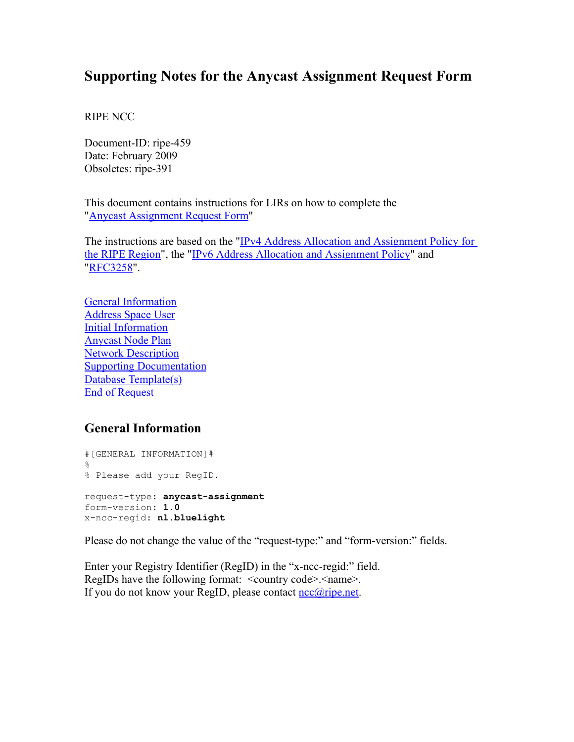# Supporting Notes for the Anycast Assignment Request Form

RIPE NCC

Document-ID: ripe-459
Date: February 2009
Obsoletes: ripe-391

This document contains instructions for LIRs on how to complete the "Anycast Assignment Request Form"

The instructions are based on the "IPv4 Address Allocation and Assignment Policy for the RIPE Region", the "IPv6 Address Allocation and Assignment Policy" and "RFC3258".

- General Information
- Address Space User
- Initial Information
- Anycast Node Plan
- Network Description
- Supporting Documentation
- Database Template(s)
- End of Request

## General Information

```
#[GENERAL INFORMATION]#
%
% Please add your RegID.

request-type: anycast-assignment
form-version: 1.0
x-ncc-regid: nl.bluelight
```

Please do not change the value of the "request-type:" and "form-version:" fields.

Enter your Registry Identifier (RegID) in the "x-ncc-regid:" field.
RegIDs have the following format: <country code>.<name>.
If you do not know your RegID, please contact ncc@ripe.net.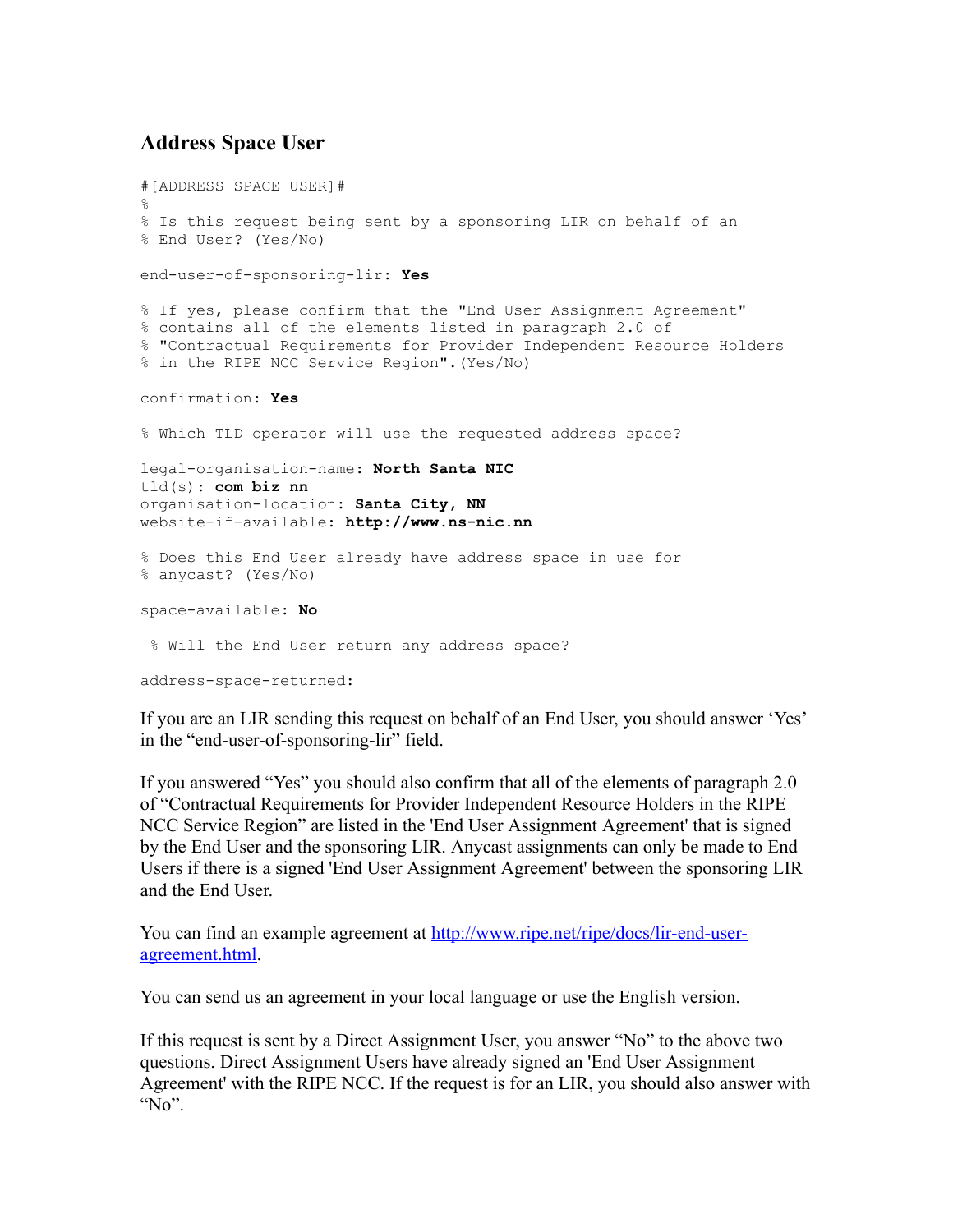## Address Space User

```
#[ADDRESS SPACE USER]#
%
% Is this request being sent by a sponsoring LIR on behalf of an
% End User? (Yes/No)

end-user-of-sponsoring-lir: Yes

% If yes, please confirm that the "End User Assignment Agreement"
% contains all of the elements listed in paragraph 2.0 of
% "Contractual Requirements for Provider Independent Resource Holders
% in the RIPE NCC Service Region".(Yes/No)

confirmation: Yes

% Which TLD operator will use the requested address space?

legal-organisation-name: North Santa NIC
tld(s): com biz nn
organisation-location: Santa City, NN
website-if-available: http://www.ns-nic.nn

% Does this End User already have address space in use for
% anycast? (Yes/No)

space-available: No

 % Will the End User return any address space?

address-space-returned:
```

If you are an LIR sending this request on behalf of an End User, you should answer 'Yes' in the "end-user-of-sponsoring-lir" field.

If you answered "Yes" you should also confirm that all of the elements of paragraph 2.0 of "Contractual Requirements for Provider Independent Resource Holders in the RIPE NCC Service Region" are listed in the 'End User Assignment Agreement' that is signed by the End User and the sponsoring LIR. Anycast assignments can only be made to End Users if there is a signed 'End User Assignment Agreement' between the sponsoring LIR and the End User.

You can find an example agreement at [http://www.ripe.net/ripe/docs/lir-end-user-agreement.html](http://www.ripe.net/ripe/docs/lir-end-user-agreement.html).

You can send us an agreement in your local language or use the English version.

If this request is sent by a Direct Assignment User, you answer "No" to the above two questions. Direct Assignment Users have already signed an 'End User Assignment Agreement' with the RIPE NCC. If the request is for an LIR, you should also answer with "No".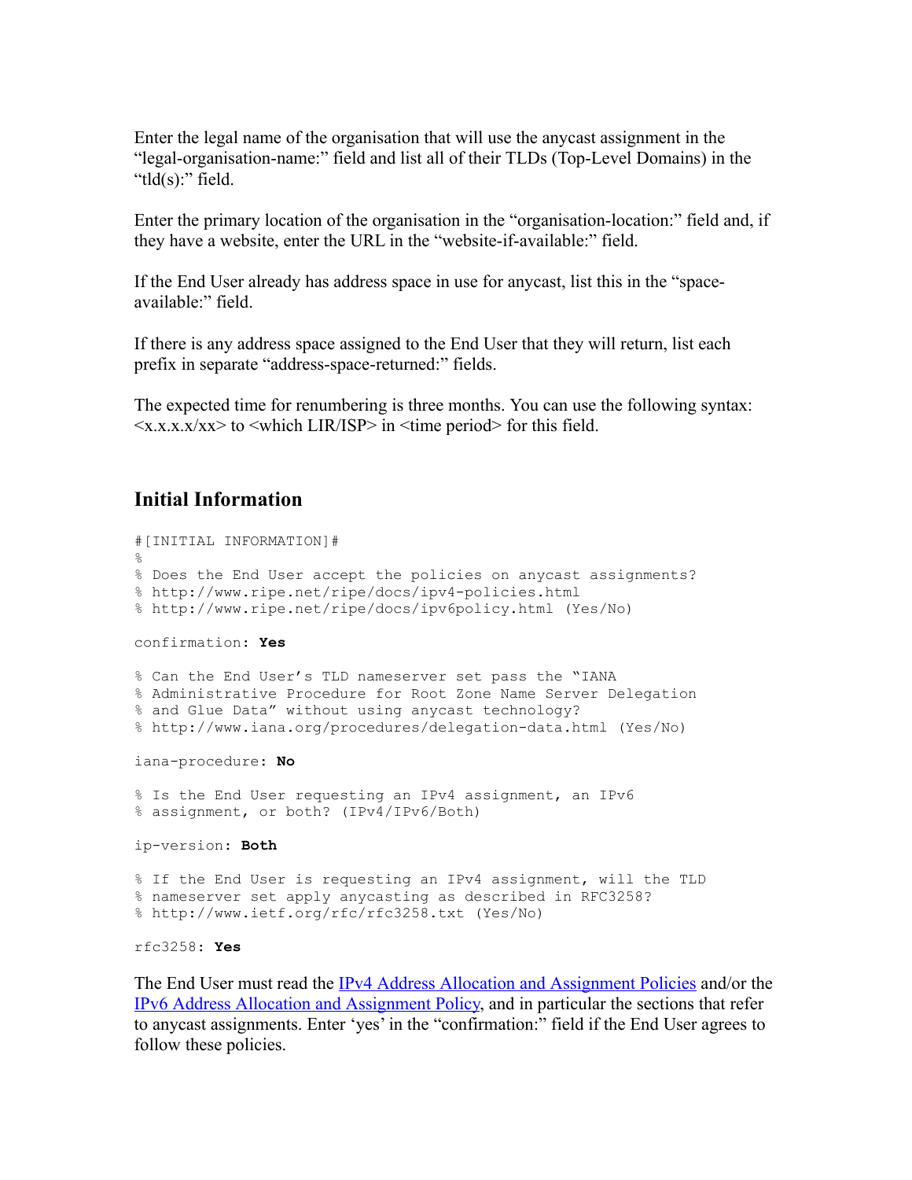Enter the legal name of the organisation that will use the anycast assignment in the “legal-organisation-name:” field and list all of their TLDs (Top-Level Domains) in the “tld(s):” field.

Enter the primary location of the organisation in the “organisation-location:” field and, if they have a website, enter the URL in the “website-if-available:” field.

If the End User already has address space in use for anycast, list this in the “space-available:” field.

If there is any address space assigned to the End User that they will return, list each prefix in separate “address-space-returned:” fields.

The expected time for renumbering is three months. You can use the following syntax: <x.x.x.x/xx> to <which LIR/ISP> in <time period> for this field.

## Initial Information

```
#[INITIAL INFORMATION]#
%
% Does the End User accept the policies on anycast assignments?
% http://www.ripe.net/ripe/docs/ipv4-policies.html
% http://www.ripe.net/ripe/docs/ipv6policy.html (Yes/No)

confirmation: Yes

% Can the End User’s TLD nameserver set pass the “IANA
% Administrative Procedure for Root Zone Name Server Delegation
% and Glue Data” without using anycast technology?
% http://www.iana.org/procedures/delegation-data.html (Yes/No)

iana-procedure: No

% Is the End User requesting an IPv4 assignment, an IPv6
% assignment, or both? (IPv4/IPv6/Both)

ip-version: Both

% If the End User is requesting an IPv4 assignment, will the TLD
% nameserver set apply anycasting as described in RFC3258?
% http://www.ietf.org/rfc/rfc3258.txt (Yes/No)

rfc3258: Yes
```

The End User must read the [IPv4 Address Allocation and Assignment Policies](http://www.ripe.net/ripe/docs/ipv4-policies.html) and/or the [IPv6 Address Allocation and Assignment Policy](http://www.ripe.net/ripe/docs/ipv6policy.html), and in particular the sections that refer to anycast assignments. Enter ‘yes’ in the “confirmation:” field if the End User agrees to follow these policies.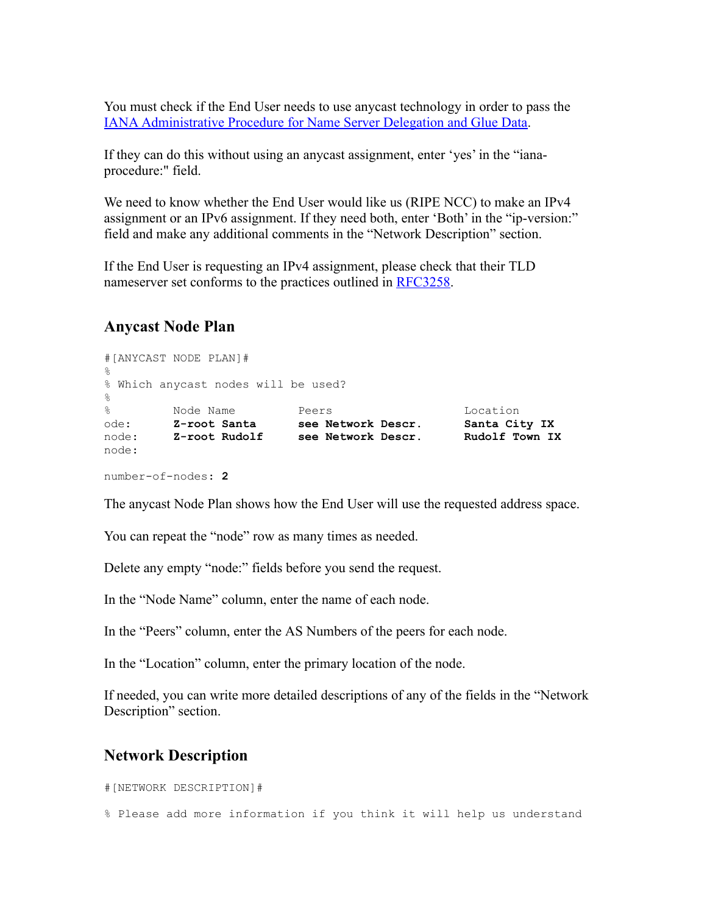You must check if the End User needs to use anycast technology in order to pass the IANA Administrative Procedure for Name Server Delegation and Glue Data.

If they can do this without using an anycast assignment, enter 'yes' in the "iana-procedure:" field.

We need to know whether the End User would like us (RIPE NCC) to make an IPv4 assignment or an IPv6 assignment. If they need both, enter 'Both' in the "ip-version:" field and make any additional comments in the "Network Description" section.

If the End User is requesting an IPv4 assignment, please check that their TLD nameserver set conforms to the practices outlined in RFC3258.

## Anycast Node Plan

```
#[ANYCAST NODE PLAN]#
%
% Which anycast nodes will be used?
%
%         Node Name          Peers                    Location
ode:      Z-root Santa       see Network Descr.       Santa City IX
node:     Z-root Rudolf      see Network Descr.       Rudolf Town IX
node:

number-of-nodes: 2
```

The anycast Node Plan shows how the End User will use the requested address space.

You can repeat the "node" row as many times as needed.

Delete any empty "node:" fields before you send the request.

In the "Node Name" column, enter the name of each node.

In the "Peers" column, enter the AS Numbers of the peers for each node.

In the "Location" column, enter the primary location of the node.

If needed, you can write more detailed descriptions of any of the fields in the "Network Description" section.

## Network Description

```
#[NETWORK DESCRIPTION]#

% Please add more information if you think it will help us understand
```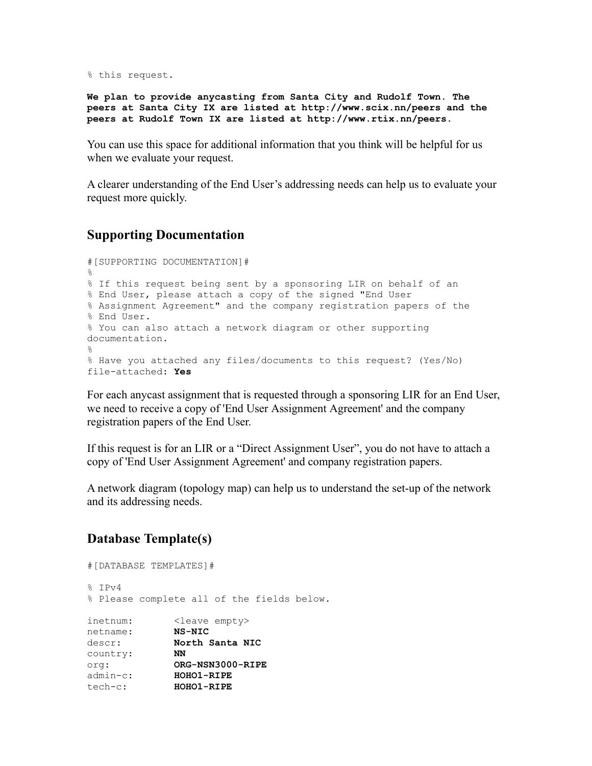```
% this request.
```

**We plan to provide anycasting from Santa City and Rudolf Town. The peers at Santa City IX are listed at http://www.scix.nn/peers and the peers at Rudolf Town IX are listed at http://www.rtix.nn/peers.**

You can use this space for additional information that you think will be helpful for us when we evaluate your request.

A clearer understanding of the End User's addressing needs can help us to evaluate your request more quickly.

## Supporting Documentation

```
#[SUPPORTING DOCUMENTATION]#
%
% If this request being sent by a sponsoring LIR on behalf of an
% End User, please attach a copy of the signed "End User
% Assignment Agreement" and the company registration papers of the
% End User.
% You can also attach a network diagram or other supporting
documentation.
%
% Have you attached any files/documents to this request? (Yes/No)
file-attached: Yes
```

For each anycast assignment that is requested through a sponsoring LIR for an End User, we need to receive a copy of 'End User Assignment Agreement' and the company registration papers of the End User.

If this request is for an LIR or a "Direct Assignment User", you do not have to attach a copy of 'End User Assignment Agreement' and company registration papers.

A network diagram (topology map) can help us to understand the set-up of the network and its addressing needs.

## Database Template(s)

```
#[DATABASE TEMPLATES]#

% IPv4
% Please complete all of the fields below.

inetnum:       <leave empty>
netname:       NS-NIC
descr:         North Santa NIC
country:       NN
org:           ORG-NSN3000-RIPE
admin-c:       HOHO1-RIPE
tech-c:        HOHO1-RIPE
```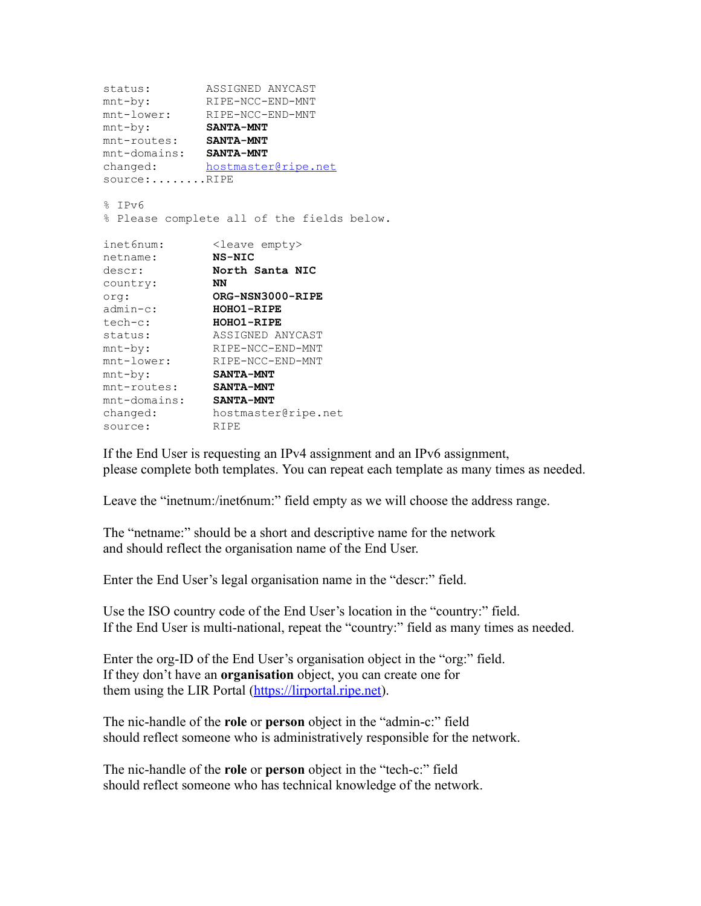```
status:         ASSIGNED ANYCAST
mnt-by:         RIPE-NCC-END-MNT
mnt-lower:      RIPE-NCC-END-MNT
mnt-by:         SANTA-MNT
mnt-routes:     SANTA-MNT
mnt-domains:    SANTA-MNT
changed:        hostmaster@ripe.net
source:........RIPE

% IPv6
% Please complete all of the fields below.

inet6num:        <leave empty>
netname:         NS-NIC
descr:           North Santa NIC
country:         NN
org:             ORG-NSN3000-RIPE
admin-c:         HOHO1-RIPE
tech-c:          HOHO1-RIPE
status:          ASSIGNED ANYCAST
mnt-by:          RIPE-NCC-END-MNT
mnt-lower:       RIPE-NCC-END-MNT
mnt-by:          SANTA-MNT
mnt-routes:      SANTA-MNT
mnt-domains:     SANTA-MNT
changed:         hostmaster@ripe.net
source:          RIPE
```

If the End User is requesting an IPv4 assignment and an IPv6 assignment, please complete both templates. You can repeat each template as many times as needed.

Leave the "inetnum:/inet6num:" field empty as we will choose the address range.

The "netname:" should be a short and descriptive name for the network and should reflect the organisation name of the End User.

Enter the End User's legal organisation name in the "descr:" field.

Use the ISO country code of the End User's location in the "country:" field. If the End User is multi-national, repeat the "country:" field as many times as needed.

Enter the org-ID of the End User's organisation object in the "org:" field. If they don't have an **organisation** object, you can create one for them using the LIR Portal (https://lirportal.ripe.net).

The nic-handle of the **role** or **person** object in the "admin-c:" field should reflect someone who is administratively responsible for the network.

The nic-handle of the **role** or **person** object in the "tech-c:" field should reflect someone who has technical knowledge of the network.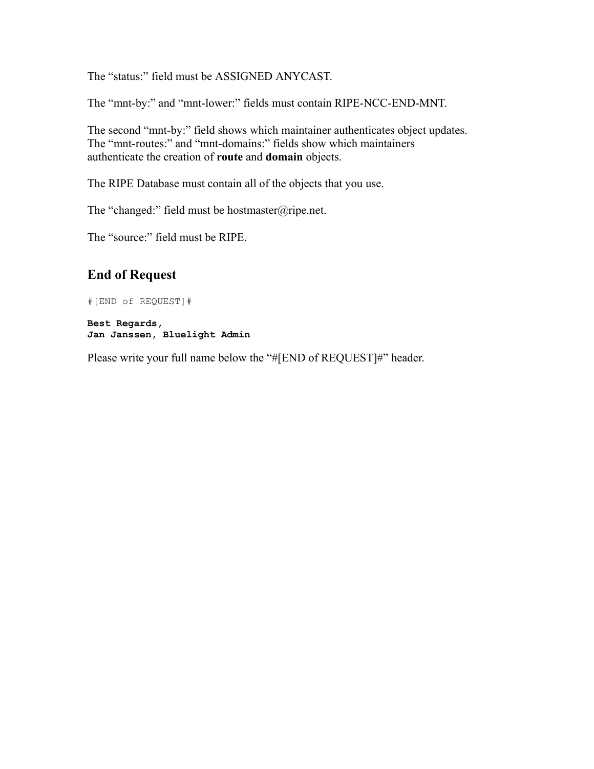The “status:” field must be ASSIGNED ANYCAST.

The “mnt-by:” and “mnt-lower:” fields must contain RIPE-NCC-END-MNT.

The second “mnt-by:” field shows which maintainer authenticates object updates.
The “mnt-routes:” and “mnt-domains:” fields show which maintainers authenticate the creation of **route** and **domain** objects.

The RIPE Database must contain all of the objects that you use.

The “changed:” field must be hostmaster@ripe.net.

The “source:” field must be RIPE.

## End of Request

```
#[END of REQUEST]#

Best Regards,
Jan Janssen, Bluelight Admin
```

Please write your full name below the “#[END of REQUEST]#” header.